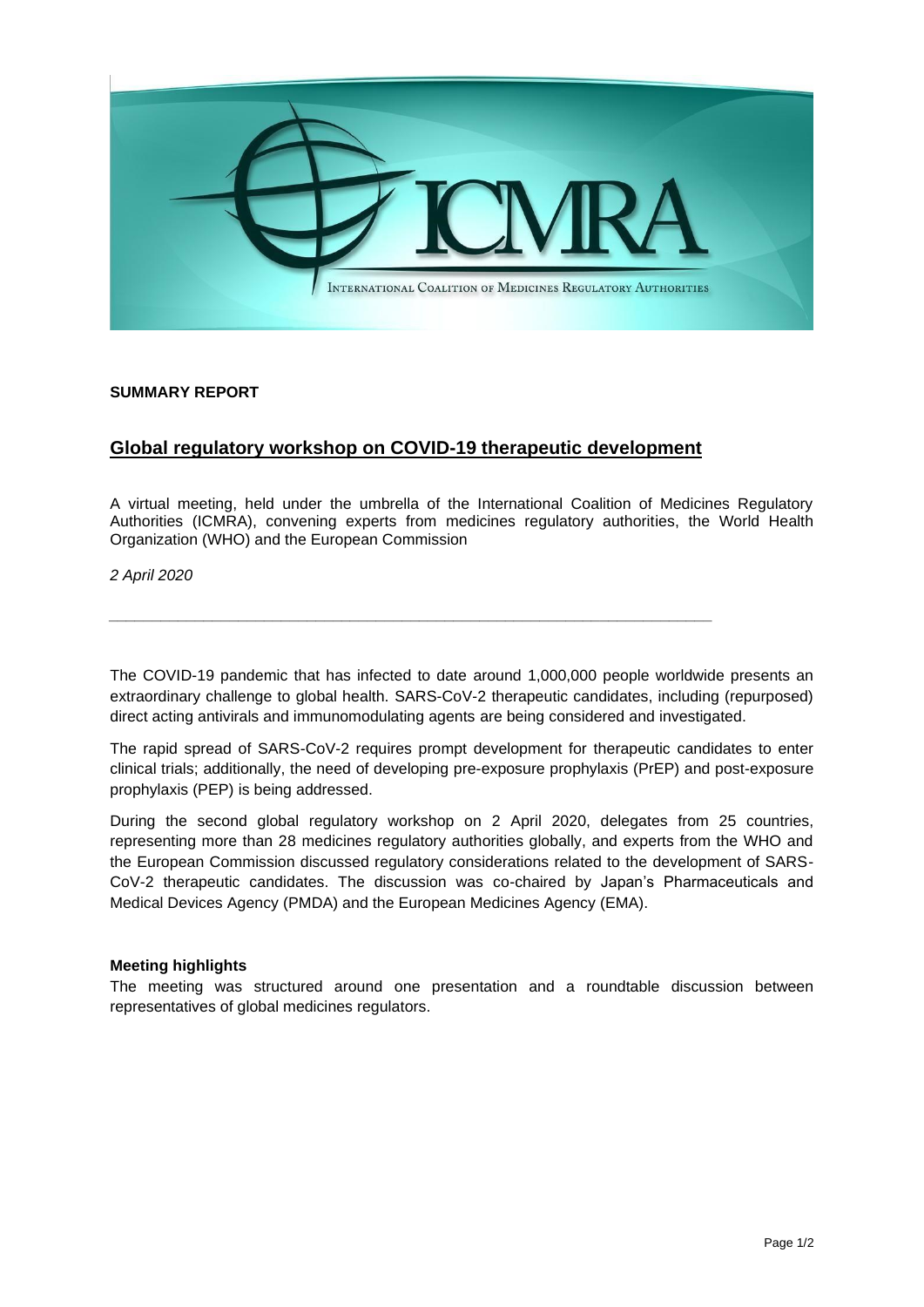**SUMMARY REPORT**

## Global regulatory workshop on COVID-19 therapeutic development

A virtual meeting, held under the umbrella of the International Coalition of Medicines Regulatory Authorities (ICMRA), convening experts from medicines regulatory authorities, the World Health Organization (WHO) and the European Commission

*2 April 2020*

---

The COVID-19 pandemic that has infected to date around 1,000,000 people worldwide presents an extraordinary challenge to global health. SARS-CoV-2 therapeutic candidates, including (repurposed) direct acting antivirals and immunomodulating agents are being considered and investigated.

The rapid spread of SARS-CoV-2 requires prompt development for therapeutic candidates to enter clinical trials; additionally, the need of developing pre-exposure prophylaxis (PrEP) and post-exposure prophylaxis (PEP) is being addressed.

During the second global regulatory workshop on 2 April 2020, delegates from 25 countries, representing more than 28 medicines regulatory authorities globally, and experts from the WHO and the European Commission discussed regulatory considerations related to the development of SARS-CoV-2 therapeutic candidates. The discussion was co-chaired by Japan's Pharmaceuticals and Medical Devices Agency (PMDA) and the European Medicines Agency (EMA).

**Meeting highlights**

The meeting was structured around one presentation and a roundtable discussion between representatives of global medicines regulators.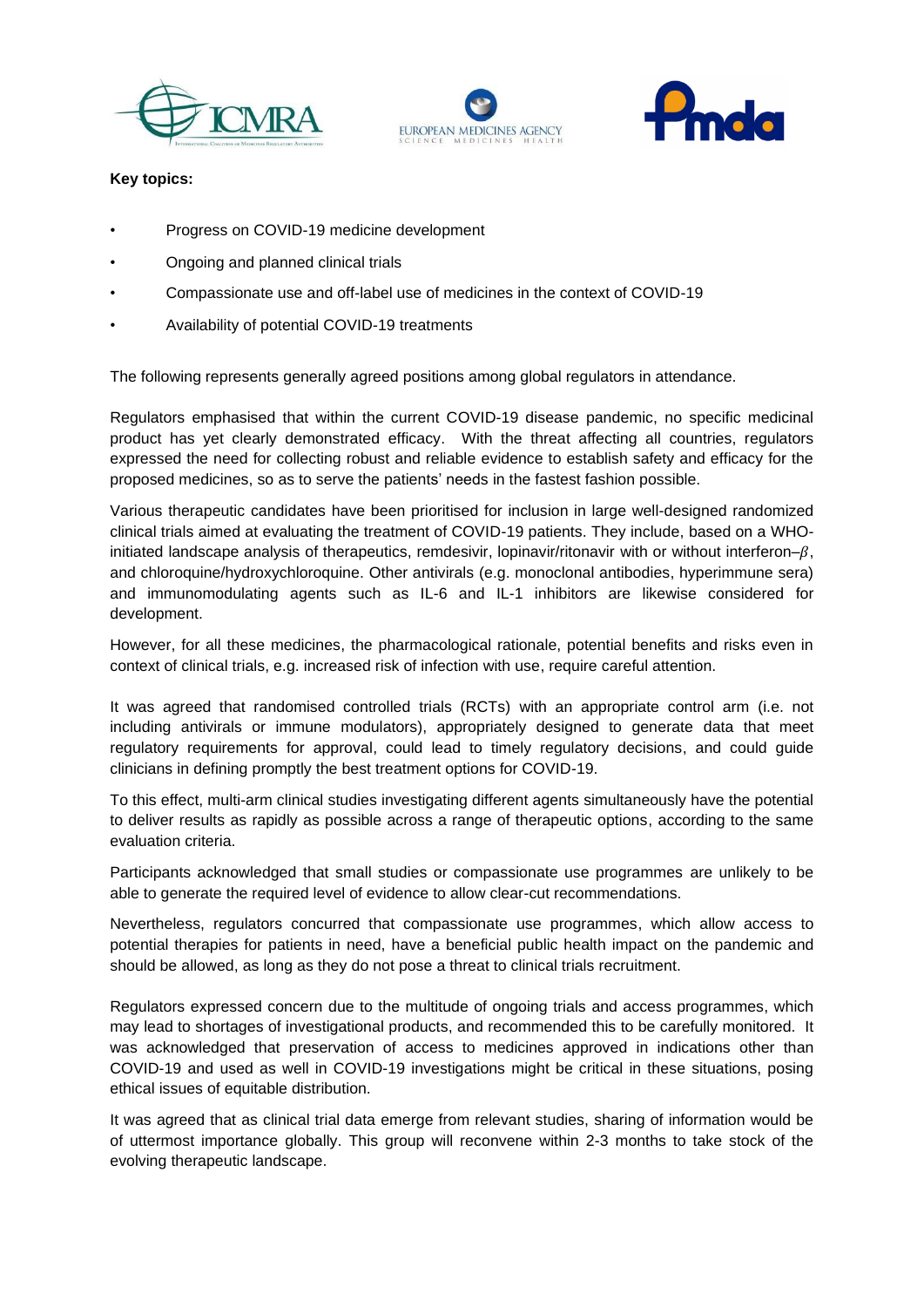**Key topics:**

- Progress on COVID-19 medicine development
- Ongoing and planned clinical trials
- Compassionate use and off-label use of medicines in the context of COVID-19
- Availability of potential COVID-19 treatments

The following represents generally agreed positions among global regulators in attendance.

Regulators emphasised that within the current COVID-19 disease pandemic, no specific medicinal product has yet clearly demonstrated efficacy. With the threat affecting all countries, regulators expressed the need for collecting robust and reliable evidence to establish safety and efficacy for the proposed medicines, so as to serve the patients' needs in the fastest fashion possible.

Various therapeutic candidates have been prioritised for inclusion in large well-designed randomized clinical trials aimed at evaluating the treatment of COVID-19 patients. They include, based on a WHO-initiated landscape analysis of therapeutics, remdesivir, lopinavir/ritonavir with or without interferon–$\beta$, and chloroquine/hydroxychloroquine. Other antivirals (e.g. monoclonal antibodies, hyperimmune sera) and immunomodulating agents such as IL-6 and IL-1 inhibitors are likewise considered for development.

However, for all these medicines, the pharmacological rationale, potential benefits and risks even in context of clinical trials, e.g. increased risk of infection with use, require careful attention.

It was agreed that randomised controlled trials (RCTs) with an appropriate control arm (i.e. not including antivirals or immune modulators), appropriately designed to generate data that meet regulatory requirements for approval, could lead to timely regulatory decisions, and could guide clinicians in defining promptly the best treatment options for COVID-19.

To this effect, multi-arm clinical studies investigating different agents simultaneously have the potential to deliver results as rapidly as possible across a range of therapeutic options, according to the same evaluation criteria.

Participants acknowledged that small studies or compassionate use programmes are unlikely to be able to generate the required level of evidence to allow clear-cut recommendations.

Nevertheless, regulators concurred that compassionate use programmes, which allow access to potential therapies for patients in need, have a beneficial public health impact on the pandemic and should be allowed, as long as they do not pose a threat to clinical trials recruitment.

Regulators expressed concern due to the multitude of ongoing trials and access programmes, which may lead to shortages of investigational products, and recommended this to be carefully monitored. It was acknowledged that preservation of access to medicines approved in indications other than COVID-19 and used as well in COVID-19 investigations might be critical in these situations, posing ethical issues of equitable distribution.

It was agreed that as clinical trial data emerge from relevant studies, sharing of information would be of uttermost importance globally. This group will reconvene within 2-3 months to take stock of the evolving therapeutic landscape.